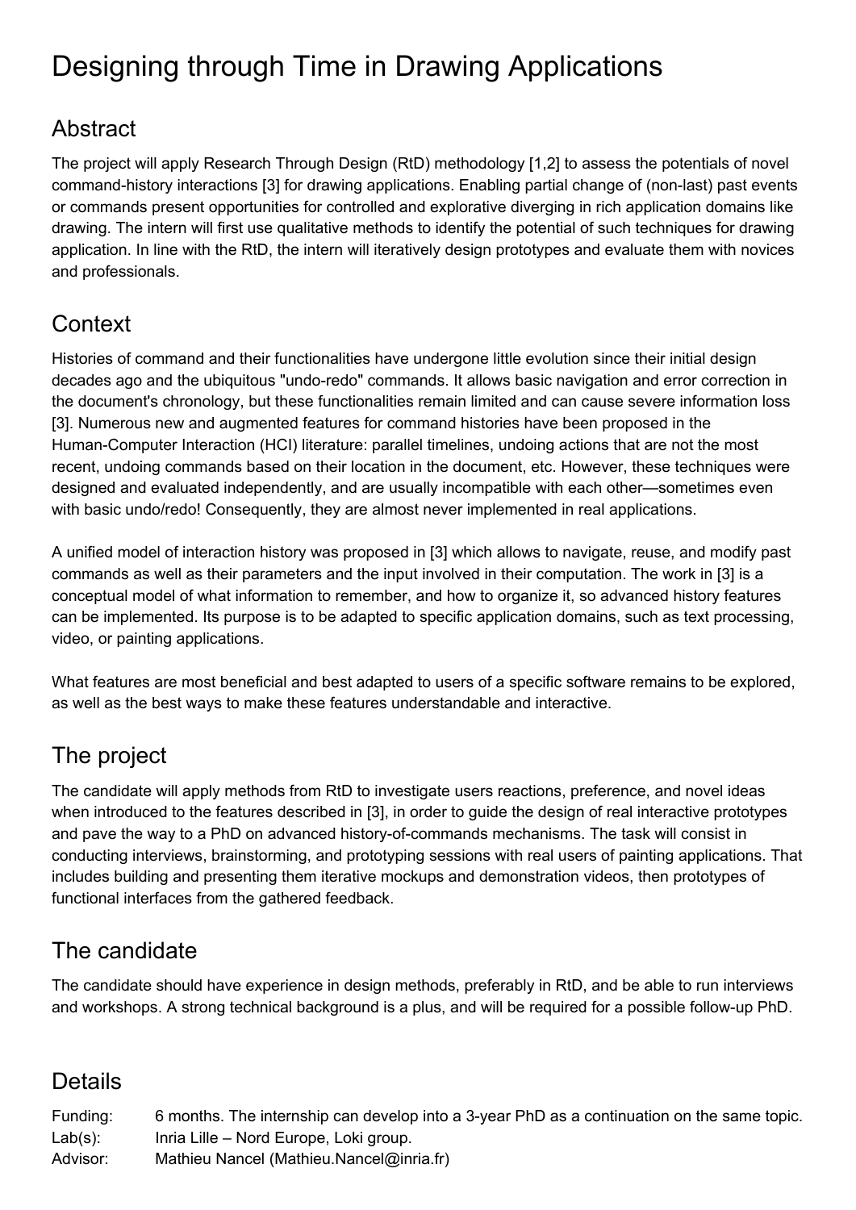# Designing through Time in Drawing Applications

## Abstract

The project will apply Research Through Design (RtD) methodology [1,2] to assess the potentials of novel command-history interactions [3] for drawing applications. Enabling partial change of (non-last) past events or commands present opportunities for controlled and explorative diverging in rich application domains like drawing. The intern will first use qualitative methods to identify the potential of such techniques for drawing application. In line with the RtD, the intern will iteratively design prototypes and evaluate them with novices and professionals.

## Context

Histories of command and their functionalities have undergone little evolution since their initial design decades ago and the ubiquitous "undo-redo" commands. It allows basic navigation and error correction in the document's chronology, but these functionalities remain limited and can cause severe information loss [3]. Numerous new and augmented features for command histories have been proposed in the Human-Computer Interaction (HCI) literature: parallel timelines, undoing actions that are not the most recent, undoing commands based on their location in the document, etc. However, these techniques were designed and evaluated independently, and are usually incompatible with each other—sometimes even with basic undo/redo! Consequently, they are almost never implemented in real applications.

A unified model of interaction history was proposed in [3] which allows to navigate, reuse, and modify past commands as well as their parameters and the input involved in their computation. The work in [3] is a conceptual model of what information to remember, and how to organize it, so advanced history features can be implemented. Its purpose is to be adapted to specific application domains, such as text processing, video, or painting applications.

What features are most beneficial and best adapted to users of a specific software remains to be explored, as well as the best ways to make these features understandable and interactive.

## The project

The candidate will apply methods from RtD to investigate users reactions, preference, and novel ideas when introduced to the features described in [3], in order to guide the design of real interactive prototypes and pave the way to a PhD on advanced history-of-commands mechanisms. The task will consist in conducting interviews, brainstorming, and prototyping sessions with real users of painting applications. That includes building and presenting them iterative mockups and demonstration videos, then prototypes of functional interfaces from the gathered feedback.

## The candidate

The candidate should have experience in design methods, preferably in RtD, and be able to run interviews and workshops. A strong technical background is a plus, and will be required for a possible follow-up PhD.

## Details

| | |
|---|---|
| Funding: | 6 months. The internship can develop into a 3-year PhD as a continuation on the same topic. |
| Lab(s): | Inria Lille – Nord Europe, Loki group. |
| Advisor: | Mathieu Nancel (Mathieu.Nancel@inria.fr) |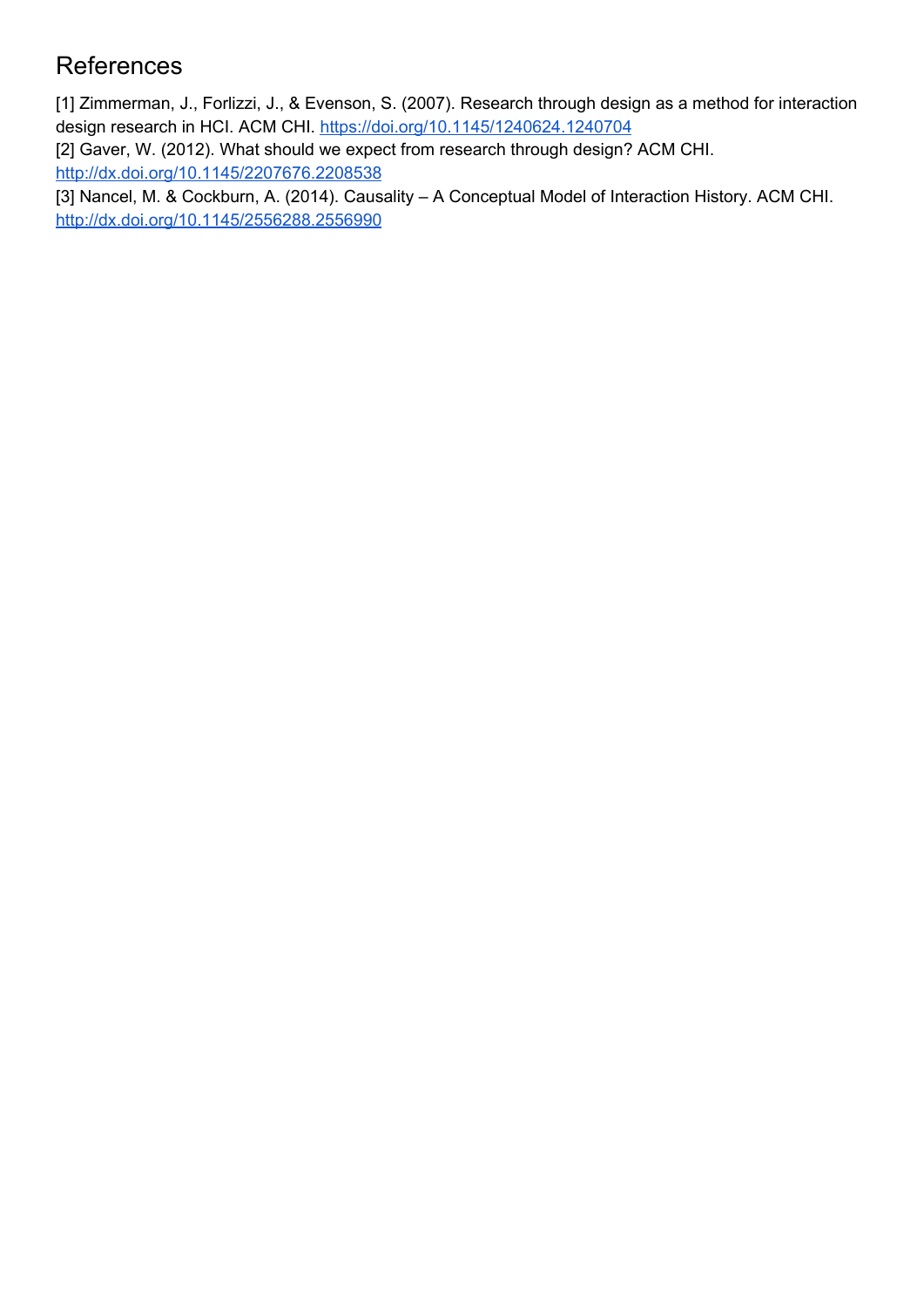# References

[1] Zimmerman, J., Forlizzi, J., & Evenson, S. (2007). Research through design as a method for interaction design research in HCI. ACM CHI. https://doi.org/10.1145/1240624.1240704

[2] Gaver, W. (2012). What should we expect from research through design? ACM CHI. http://dx.doi.org/10.1145/2207676.2208538

[3] Nancel, M. & Cockburn, A. (2014). Causality – A Conceptual Model of Interaction History. ACM CHI. http://dx.doi.org/10.1145/2556288.2556990